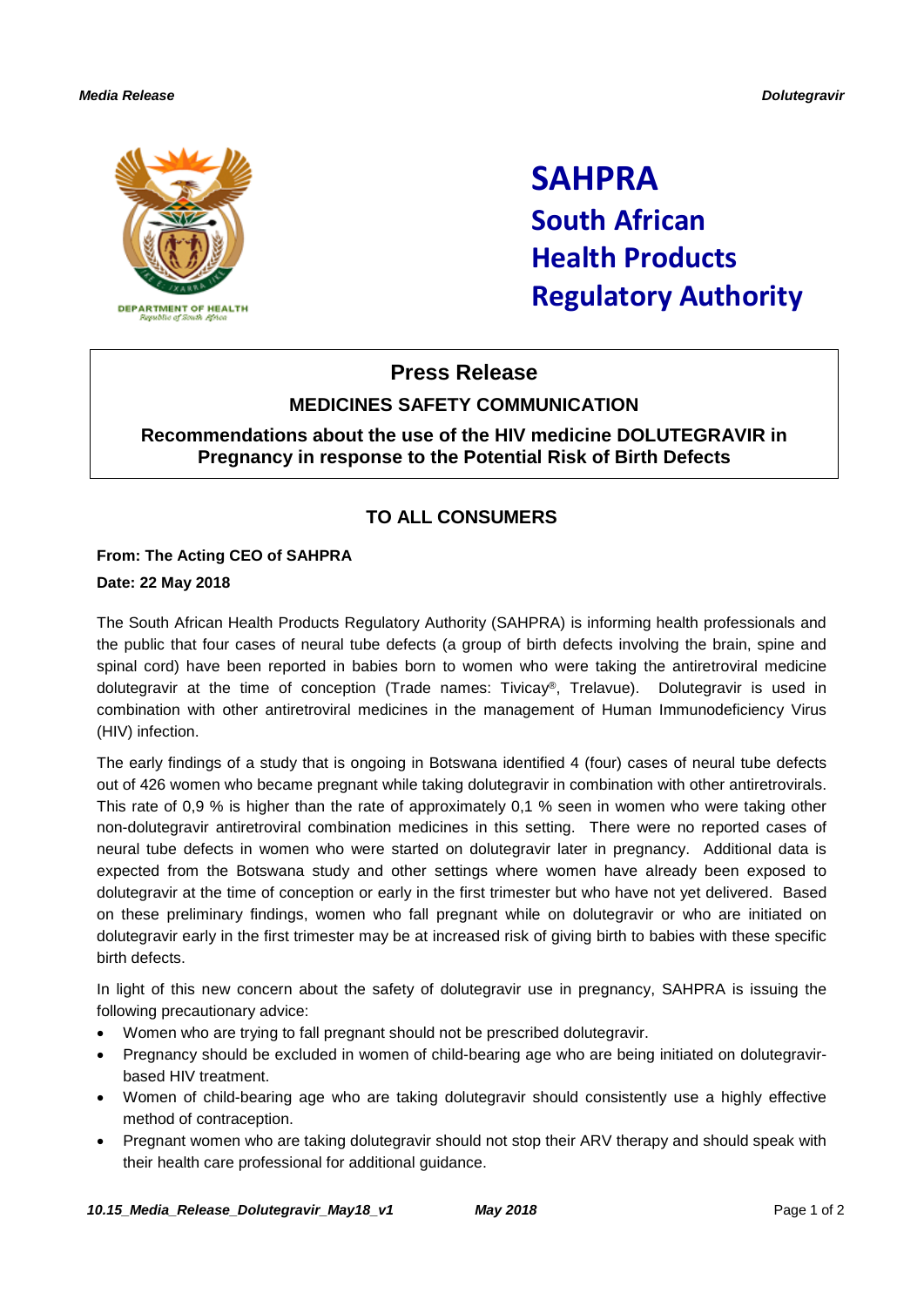DEPARTMENT OF HEALTH
Republic of South Africa

# SAHPRA
## South African Health Products Regulatory Authority

## Press Release

### MEDICINES SAFETY COMMUNICATION

### Recommendations about the use of the HIV medicine DOLUTEGRAVIR in Pregnancy in response to the Potential Risk of Birth Defects

### TO ALL CONSUMERS

**From: The Acting CEO of SAHPRA**

**Date: 22 May 2018**

The South African Health Products Regulatory Authority (SAHPRA) is informing health professionals and the public that four cases of neural tube defects (a group of birth defects involving the brain, spine and spinal cord) have been reported in babies born to women who were taking the antiretroviral medicine dolutegravir at the time of conception (Trade names: Tivicay®, Trelavue). Dolutegravir is used in combination with other antiretroviral medicines in the management of Human Immunodeficiency Virus (HIV) infection.

The early findings of a study that is ongoing in Botswana identified 4 (four) cases of neural tube defects out of 426 women who became pregnant while taking dolutegravir in combination with other antiretrovirals. This rate of 0,9 % is higher than the rate of approximately 0,1 % seen in women who were taking other non-dolutegravir antiretroviral combination medicines in this setting. There were no reported cases of neural tube defects in women who were started on dolutegravir later in pregnancy. Additional data is expected from the Botswana study and other settings where women have already been exposed to dolutegravir at the time of conception or early in the first trimester but who have not yet delivered. Based on these preliminary findings, women who fall pregnant while on dolutegravir or who are initiated on dolutegravir early in the first trimester may be at increased risk of giving birth to babies with these specific birth defects.

In light of this new concern about the safety of dolutegravir use in pregnancy, SAHPRA is issuing the following precautionary advice:

- Women who are trying to fall pregnant should not be prescribed dolutegravir.
- Pregnancy should be excluded in women of child-bearing age who are being initiated on dolutegravir-based HIV treatment.
- Women of child-bearing age who are taking dolutegravir should consistently use a highly effective method of contraception.
- Pregnant women who are taking dolutegravir should not stop their ARV therapy and should speak with their health care professional for additional guidance.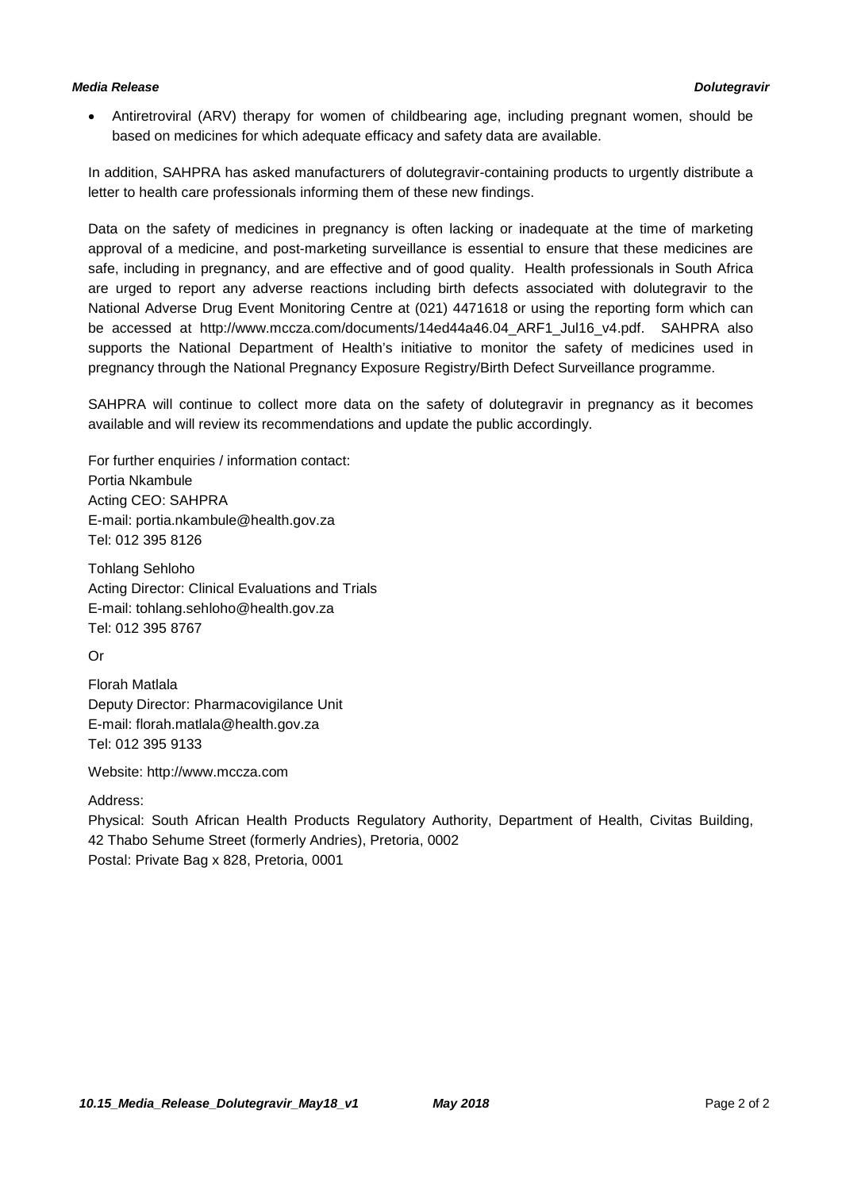- Antiretroviral (ARV) therapy for women of childbearing age, including pregnant women, should be based on medicines for which adequate efficacy and safety data are available.

In addition, SAHPRA has asked manufacturers of dolutegravir-containing products to urgently distribute a letter to health care professionals informing them of these new findings.

Data on the safety of medicines in pregnancy is often lacking or inadequate at the time of marketing approval of a medicine, and post-marketing surveillance is essential to ensure that these medicines are safe, including in pregnancy, and are effective and of good quality. Health professionals in South Africa are urged to report any adverse reactions including birth defects associated with dolutegravir to the National Adverse Drug Event Monitoring Centre at (021) 4471618 or using the reporting form which can be accessed at http://www.mccza.com/documents/14ed44a46.04_ARF1_Jul16_v4.pdf. SAHPRA also supports the National Department of Health's initiative to monitor the safety of medicines used in pregnancy through the National Pregnancy Exposure Registry/Birth Defect Surveillance programme.

SAHPRA will continue to collect more data on the safety of dolutegravir in pregnancy as it becomes available and will review its recommendations and update the public accordingly.

For further enquiries / information contact:
Portia Nkambule
Acting CEO: SAHPRA
E-mail: portia.nkambule@health.gov.za
Tel: 012 395 8126

Tohlang Sehloho
Acting Director: Clinical Evaluations and Trials
E-mail: tohlang.sehloho@health.gov.za
Tel: 012 395 8767

Or

Florah Matlala
Deputy Director: Pharmacovigilance Unit
E-mail: florah.matlala@health.gov.za
Tel: 012 395 9133

Website: http://www.mccza.com

Address:
Physical: South African Health Products Regulatory Authority, Department of Health, Civitas Building, 42 Thabo Sehume Street (formerly Andries), Pretoria, 0002
Postal: Private Bag x 828, Pretoria, 0001